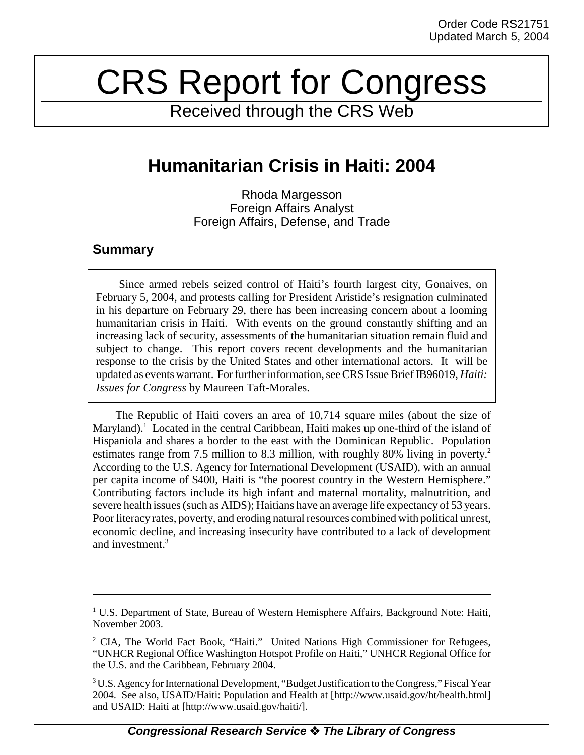Order Code RS21751
Updated March 5, 2004

# CRS Report for Congress

Received through the CRS Web

## Humanitarian Crisis in Haiti: 2004

Rhoda Margesson
Foreign Affairs Analyst
Foreign Affairs, Defense, and Trade

### Summary

Since armed rebels seized control of Haiti's fourth largest city, Gonaives, on February 5, 2004, and protests calling for President Aristide's resignation culminated in his departure on February 29, there has been increasing concern about a looming humanitarian crisis in Haiti. With events on the ground constantly shifting and an increasing lack of security, assessments of the humanitarian situation remain fluid and subject to change. This report covers recent developments and the humanitarian response to the crisis by the United States and other international actors. It will be updated as events warrant. For further information, see CRS Issue Brief IB96019, *Haiti: Issues for Congress* by Maureen Taft-Morales.

The Republic of Haiti covers an area of 10,714 square miles (about the size of Maryland).[1] Located in the central Caribbean, Haiti makes up one-third of the island of Hispaniola and shares a border to the east with the Dominican Republic. Population estimates range from 7.5 million to 8.3 million, with roughly 80% living in poverty.[2] According to the U.S. Agency for International Development (USAID), with an annual per capita income of $400, Haiti is "the poorest country in the Western Hemisphere." Contributing factors include its high infant and maternal mortality, malnutrition, and severe health issues (such as AIDS); Haitians have an average life expectancy of 53 years. Poor literacy rates, poverty, and eroding natural resources combined with political unrest, economic decline, and increasing insecurity have contributed to a lack of development and investment.[3]

---

[1] U.S. Department of State, Bureau of Western Hemisphere Affairs, Background Note: Haiti, November 2003.

[2] CIA, The World Fact Book, "Haiti." United Nations High Commissioner for Refugees, "UNHCR Regional Office Washington Hotspot Profile on Haiti," UNHCR Regional Office for the U.S. and the Caribbean, February 2004.

[3] U.S. Agency for International Development, "Budget Justification to the Congress," Fiscal Year 2004. See also, USAID/Haiti: Population and Health at [http://www.usaid.gov/ht/health.html] and USAID: Haiti at [http://www.usaid.gov/haiti/].

**Congressional Research Service ❖ The Library of Congress**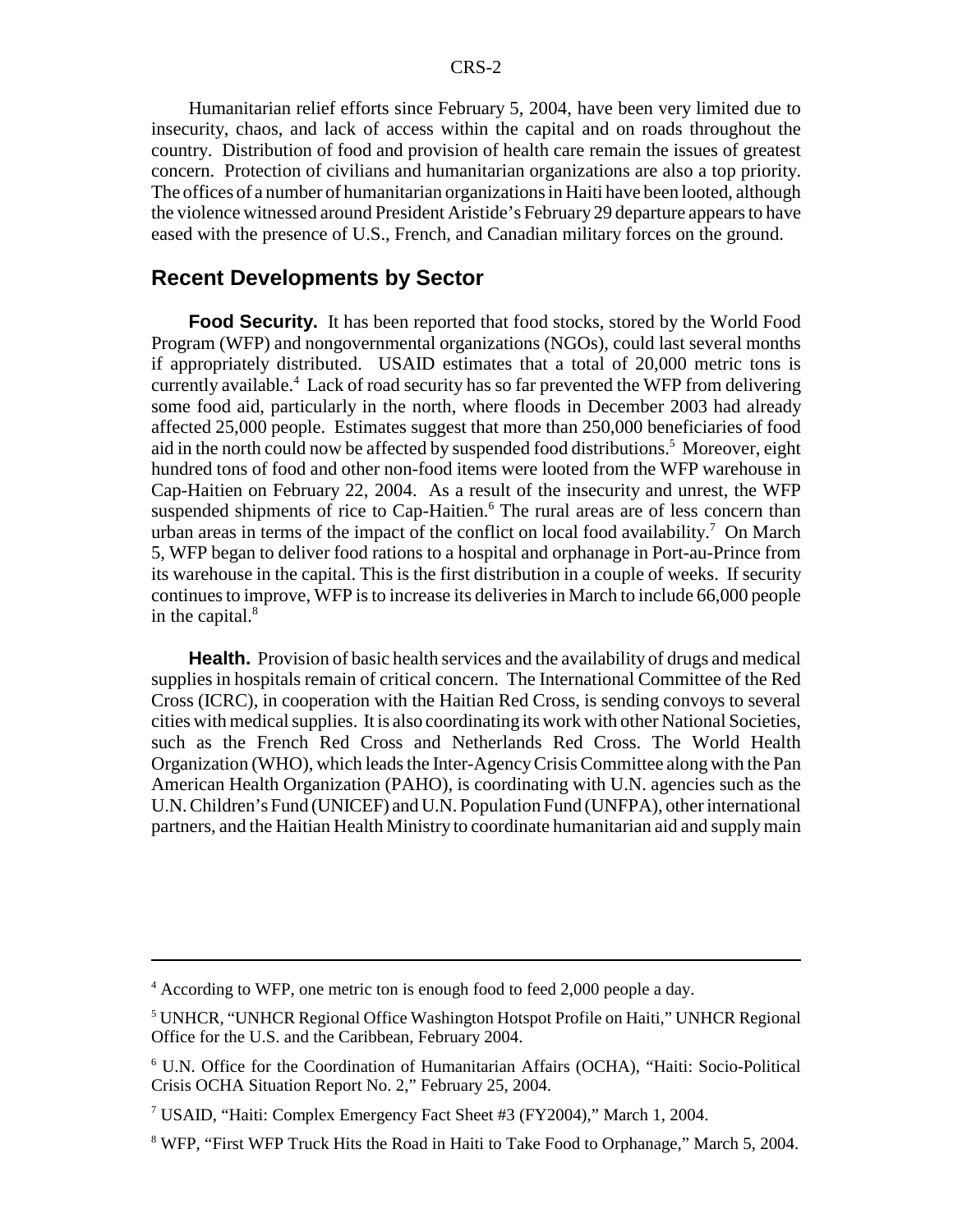Humanitarian relief efforts since February 5, 2004, have been very limited due to insecurity, chaos, and lack of access within the capital and on roads throughout the country. Distribution of food and provision of health care remain the issues of greatest concern. Protection of civilians and humanitarian organizations are also a top priority. The offices of a number of humanitarian organizations in Haiti have been looted, although the violence witnessed around President Aristide's February 29 departure appears to have eased with the presence of U.S., French, and Canadian military forces on the ground.

## Recent Developments by Sector

**Food Security.** It has been reported that food stocks, stored by the World Food Program (WFP) and nongovernmental organizations (NGOs), could last several months if appropriately distributed. USAID estimates that a total of 20,000 metric tons is currently available.[4] Lack of road security has so far prevented the WFP from delivering some food aid, particularly in the north, where floods in December 2003 had already affected 25,000 people. Estimates suggest that more than 250,000 beneficiaries of food aid in the north could now be affected by suspended food distributions.[5] Moreover, eight hundred tons of food and other non-food items were looted from the WFP warehouse in Cap-Haitien on February 22, 2004. As a result of the insecurity and unrest, the WFP suspended shipments of rice to Cap-Haitien.[6] The rural areas are of less concern than urban areas in terms of the impact of the conflict on local food availability.[7] On March 5, WFP began to deliver food rations to a hospital and orphanage in Port-au-Prince from its warehouse in the capital. This is the first distribution in a couple of weeks. If security continues to improve, WFP is to increase its deliveries in March to include 66,000 people in the capital.[8]

**Health.** Provision of basic health services and the availability of drugs and medical supplies in hospitals remain of critical concern. The International Committee of the Red Cross (ICRC), in cooperation with the Haitian Red Cross, is sending convoys to several cities with medical supplies. It is also coordinating its work with other National Societies, such as the French Red Cross and Netherlands Red Cross. The World Health Organization (WHO), which leads the Inter-Agency Crisis Committee along with the Pan American Health Organization (PAHO), is coordinating with U.N. agencies such as the U.N. Children's Fund (UNICEF) and U.N. Population Fund (UNFPA), other international partners, and the Haitian Health Ministry to coordinate humanitarian aid and supply main

---

[4] According to WFP, one metric ton is enough food to feed 2,000 people a day.

[5] UNHCR, "UNHCR Regional Office Washington Hotspot Profile on Haiti," UNHCR Regional Office for the U.S. and the Caribbean, February 2004.

[6] U.N. Office for the Coordination of Humanitarian Affairs (OCHA), "Haiti: Socio-Political Crisis OCHA Situation Report No. 2," February 25, 2004.

[7] USAID, "Haiti: Complex Emergency Fact Sheet #3 (FY2004)," March 1, 2004.

[8] WFP, "First WFP Truck Hits the Road in Haiti to Take Food to Orphanage," March 5, 2004.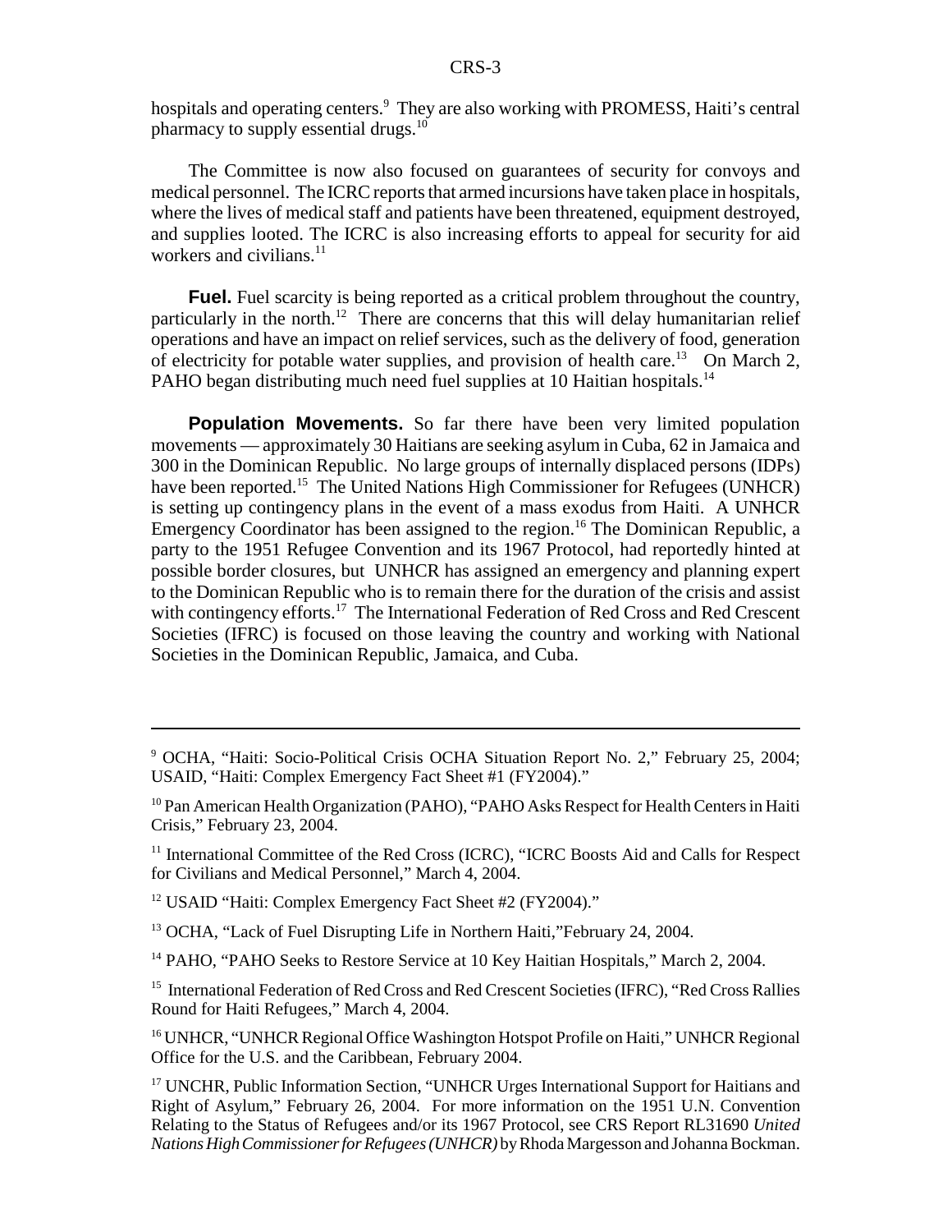hospitals and operating centers.[9] They are also working with PROMESS, Haiti's central pharmacy to supply essential drugs.[10]

The Committee is now also focused on guarantees of security for convoys and medical personnel. The ICRC reports that armed incursions have taken place in hospitals, where the lives of medical staff and patients have been threatened, equipment destroyed, and supplies looted. The ICRC is also increasing efforts to appeal for security for aid workers and civilians.[11]

**Fuel.** Fuel scarcity is being reported as a critical problem throughout the country, particularly in the north.[12] There are concerns that this will delay humanitarian relief operations and have an impact on relief services, such as the delivery of food, generation of electricity for potable water supplies, and provision of health care.[13] On March 2, PAHO began distributing much need fuel supplies at 10 Haitian hospitals.[14]

**Population Movements.** So far there have been very limited population movements — approximately 30 Haitians are seeking asylum in Cuba, 62 in Jamaica and 300 in the Dominican Republic. No large groups of internally displaced persons (IDPs) have been reported.[15] The United Nations High Commissioner for Refugees (UNHCR) is setting up contingency plans in the event of a mass exodus from Haiti. A UNHCR Emergency Coordinator has been assigned to the region.[16] The Dominican Republic, a party to the 1951 Refugee Convention and its 1967 Protocol, had reportedly hinted at possible border closures, but UNHCR has assigned an emergency and planning expert to the Dominican Republic who is to remain there for the duration of the crisis and assist with contingency efforts.[17] The International Federation of Red Cross and Red Crescent Societies (IFRC) is focused on those leaving the country and working with National Societies in the Dominican Republic, Jamaica, and Cuba.

---

[9] OCHA, "Haiti: Socio-Political Crisis OCHA Situation Report No. 2," February 25, 2004; USAID, "Haiti: Complex Emergency Fact Sheet #1 (FY2004)."

[10] Pan American Health Organization (PAHO), "PAHO Asks Respect for Health Centers in Haiti Crisis," February 23, 2004.

[11] International Committee of the Red Cross (ICRC), "ICRC Boosts Aid and Calls for Respect for Civilians and Medical Personnel," March 4, 2004.

[12] USAID "Haiti: Complex Emergency Fact Sheet #2 (FY2004)."

[13] OCHA, "Lack of Fuel Disrupting Life in Northern Haiti,"February 24, 2004.

[14] PAHO, "PAHO Seeks to Restore Service at 10 Key Haitian Hospitals," March 2, 2004.

[15] International Federation of Red Cross and Red Crescent Societies (IFRC), "Red Cross Rallies Round for Haiti Refugees," March 4, 2004.

[16] UNHCR, "UNHCR Regional Office Washington Hotspot Profile on Haiti," UNHCR Regional Office for the U.S. and the Caribbean, February 2004.

[17] UNCHR, Public Information Section, "UNHCR Urges International Support for Haitians and Right of Asylum," February 26, 2004. For more information on the 1951 U.N. Convention Relating to the Status of Refugees and/or its 1967 Protocol, see CRS Report RL31690 *United Nations High Commissioner for Refugees (UNHCR)* by Rhoda Margesson and Johanna Bockman.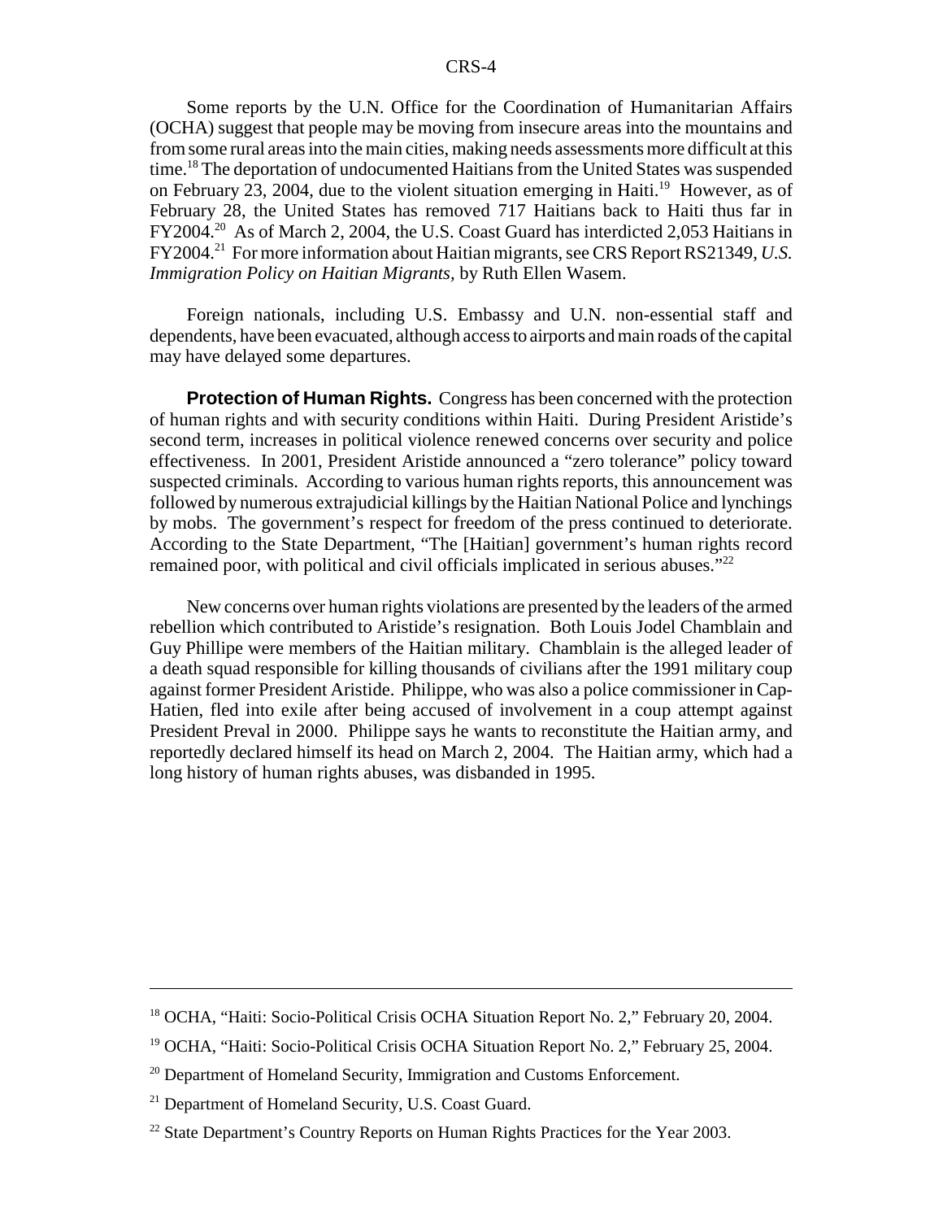Some reports by the U.N. Office for the Coordination of Humanitarian Affairs (OCHA) suggest that people may be moving from insecure areas into the mountains and from some rural areas into the main cities, making needs assessments more difficult at this time.[18] The deportation of undocumented Haitians from the United States was suspended on February 23, 2004, due to the violent situation emerging in Haiti.[19] However, as of February 28, the United States has removed 717 Haitians back to Haiti thus far in FY2004.[20] As of March 2, 2004, the U.S. Coast Guard has interdicted 2,053 Haitians in FY2004.[21] For more information about Haitian migrants, see CRS Report RS21349, *U.S. Immigration Policy on Haitian Migrants*, by Ruth Ellen Wasem.

Foreign nationals, including U.S. Embassy and U.N. non-essential staff and dependents, have been evacuated, although access to airports and main roads of the capital may have delayed some departures.

**Protection of Human Rights.** Congress has been concerned with the protection of human rights and with security conditions within Haiti. During President Aristide's second term, increases in political violence renewed concerns over security and police effectiveness. In 2001, President Aristide announced a "zero tolerance" policy toward suspected criminals. According to various human rights reports, this announcement was followed by numerous extrajudicial killings by the Haitian National Police and lynchings by mobs. The government's respect for freedom of the press continued to deteriorate. According to the State Department, "The [Haitian] government's human rights record remained poor, with political and civil officials implicated in serious abuses."[22]

New concerns over human rights violations are presented by the leaders of the armed rebellion which contributed to Aristide's resignation. Both Louis Jodel Chamblain and Guy Phillipe were members of the Haitian military. Chamblain is the alleged leader of a death squad responsible for killing thousands of civilians after the 1991 military coup against former President Aristide. Philippe, who was also a police commissioner in Cap-Hatien, fled into exile after being accused of involvement in a coup attempt against President Preval in 2000. Philippe says he wants to reconstitute the Haitian army, and reportedly declared himself its head on March 2, 2004. The Haitian army, which had a long history of human rights abuses, was disbanded in 1995.

---

[18] OCHA, "Haiti: Socio-Political Crisis OCHA Situation Report No. 2," February 20, 2004.

[19] OCHA, "Haiti: Socio-Political Crisis OCHA Situation Report No. 2," February 25, 2004.

[20] Department of Homeland Security, Immigration and Customs Enforcement.

[21] Department of Homeland Security, U.S. Coast Guard.

[22] State Department's Country Reports on Human Rights Practices for the Year 2003.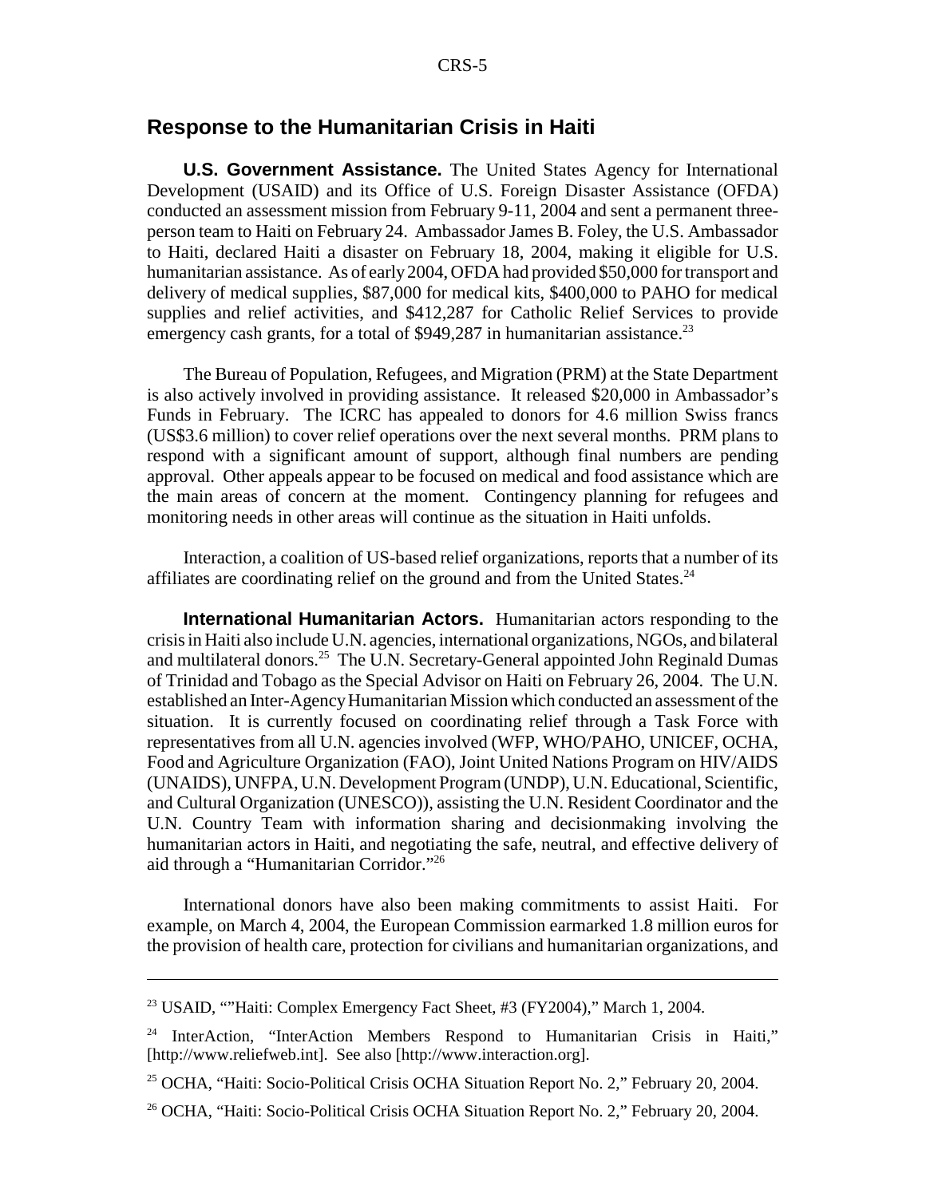## Response to the Humanitarian Crisis in Haiti

**U.S. Government Assistance.** The United States Agency for International Development (USAID) and its Office of U.S. Foreign Disaster Assistance (OFDA) conducted an assessment mission from February 9-11, 2004 and sent a permanent three-person team to Haiti on February 24. Ambassador James B. Foley, the U.S. Ambassador to Haiti, declared Haiti a disaster on February 18, 2004, making it eligible for U.S. humanitarian assistance. As of early 2004, OFDA had provided \$50,000 for transport and delivery of medical supplies, \$87,000 for medical kits, \$400,000 to PAHO for medical supplies and relief activities, and \$412,287 for Catholic Relief Services to provide emergency cash grants, for a total of \$949,287 in humanitarian assistance.[23]

The Bureau of Population, Refugees, and Migration (PRM) at the State Department is also actively involved in providing assistance. It released \$20,000 in Ambassador's Funds in February. The ICRC has appealed to donors for 4.6 million Swiss francs (US\$3.6 million) to cover relief operations over the next several months. PRM plans to respond with a significant amount of support, although final numbers are pending approval. Other appeals appear to be focused on medical and food assistance which are the main areas of concern at the moment. Contingency planning for refugees and monitoring needs in other areas will continue as the situation in Haiti unfolds.

Interaction, a coalition of US-based relief organizations, reports that a number of its affiliates are coordinating relief on the ground and from the United States.[24]

**International Humanitarian Actors.** Humanitarian actors responding to the crisis in Haiti also include U.N. agencies, international organizations, NGOs, and bilateral and multilateral donors.[25] The U.N. Secretary-General appointed John Reginald Dumas of Trinidad and Tobago as the Special Advisor on Haiti on February 26, 2004. The U.N. established an Inter-Agency Humanitarian Mission which conducted an assessment of the situation. It is currently focused on coordinating relief through a Task Force with representatives from all U.N. agencies involved (WFP, WHO/PAHO, UNICEF, OCHA, Food and Agriculture Organization (FAO), Joint United Nations Program on HIV/AIDS (UNAIDS), UNFPA, U.N. Development Program (UNDP), U.N. Educational, Scientific, and Cultural Organization (UNESCO)), assisting the U.N. Resident Coordinator and the U.N. Country Team with information sharing and decisionmaking involving the humanitarian actors in Haiti, and negotiating the safe, neutral, and effective delivery of aid through a "Humanitarian Corridor."[26]

International donors have also been making commitments to assist Haiti. For example, on March 4, 2004, the European Commission earmarked 1.8 million euros for the provision of health care, protection for civilians and humanitarian organizations, and

---

[23] USAID, ""Haiti: Complex Emergency Fact Sheet, #3 (FY2004)," March 1, 2004.

[24] InterAction, "InterAction Members Respond to Humanitarian Crisis in Haiti," [http://www.reliefweb.int]. See also [http://www.interaction.org].

[25] OCHA, "Haiti: Socio-Political Crisis OCHA Situation Report No. 2," February 20, 2004.

[26] OCHA, "Haiti: Socio-Political Crisis OCHA Situation Report No. 2," February 20, 2004.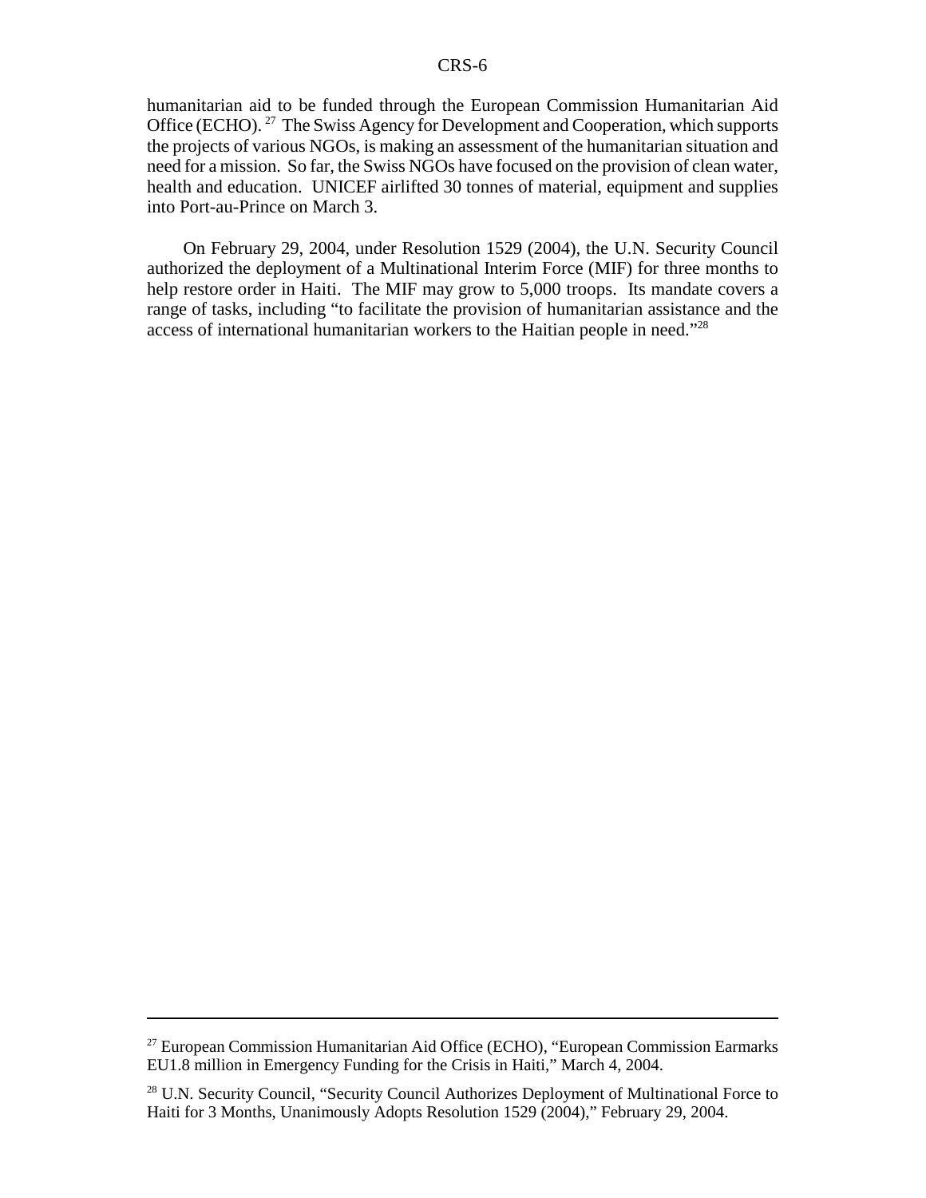humanitarian aid to be funded through the European Commission Humanitarian Aid Office (ECHO).[27] The Swiss Agency for Development and Cooperation, which supports the projects of various NGOs, is making an assessment of the humanitarian situation and need for a mission. So far, the Swiss NGOs have focused on the provision of clean water, health and education. UNICEF airlifted 30 tonnes of material, equipment and supplies into Port-au-Prince on March 3.

On February 29, 2004, under Resolution 1529 (2004), the U.N. Security Council authorized the deployment of a Multinational Interim Force (MIF) for three months to help restore order in Haiti. The MIF may grow to 5,000 troops. Its mandate covers a range of tasks, including "to facilitate the provision of humanitarian assistance and the access of international humanitarian workers to the Haitian people in need."[28]

---

[27] European Commission Humanitarian Aid Office (ECHO), "European Commission Earmarks EU1.8 million in Emergency Funding for the Crisis in Haiti," March 4, 2004.

[28] U.N. Security Council, "Security Council Authorizes Deployment of Multinational Force to Haiti for 3 Months, Unanimously Adopts Resolution 1529 (2004)," February 29, 2004.